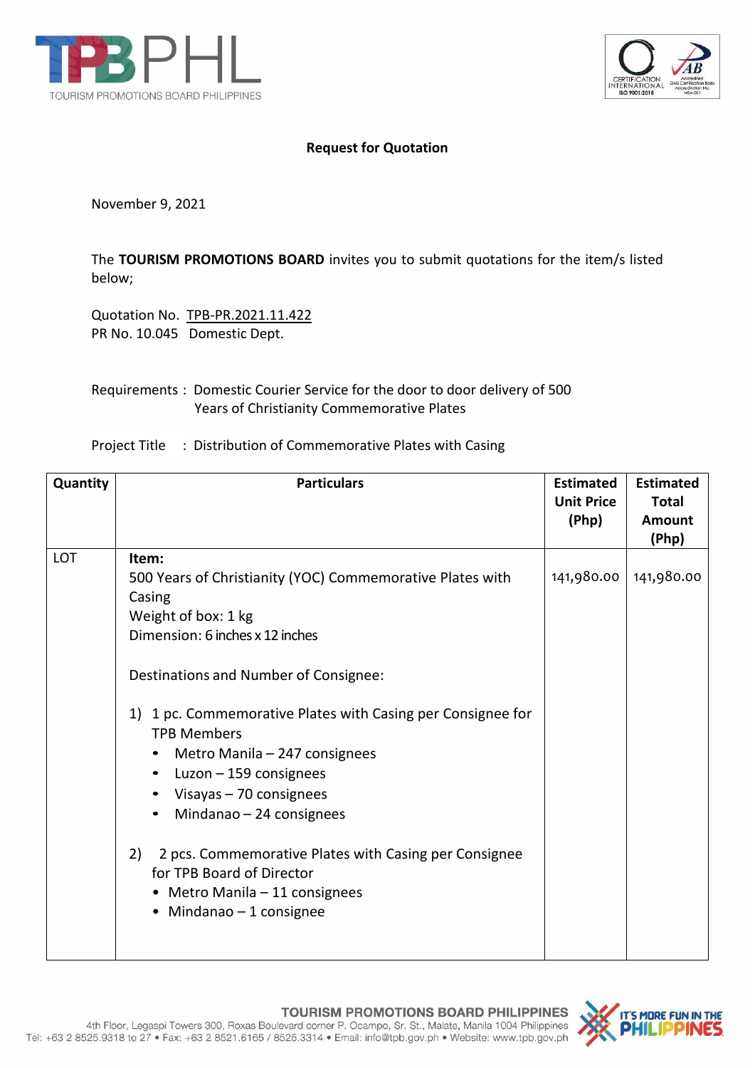**Request for Quotation**

November 9, 2021

The **TOURISM PROMOTIONS BOARD** invites you to submit quotations for the item/s listed below;

Quotation No. TPB-PR.2021.11.422
PR No. 10.045 Domestic Dept.

Requirements : Domestic Courier Service for the door to door delivery of 500 Years of Christianity Commemorative Plates

Project Title : Distribution of Commemorative Plates with Casing

| Quantity | Particulars | Estimated Unit Price (Php) | Estimated Total Amount (Php) |
|---|---|---|---|
| LOT | **Item:**<br>500 Years of Christianity (YOC) Commemorative Plates with Casing<br>Weight of box: 1 kg<br>Dimension: 6 inches x 12 inches<br><br>Destinations and Number of Consignee:<br><br>1) 1 pc. Commemorative Plates with Casing per Consignee for TPB Members<br>• Metro Manila – 247 consignees<br>• Luzon – 159 consignees<br>• Visayas – 70 consignees<br>• Mindanao – 24 consignees<br><br>2) 2 pcs. Commemorative Plates with Casing per Consignee for TPB Board of Director<br>• Metro Manila – 11 consignees<br>• Mindanao – 1 consignee | 141,980.00 | 141,980.00 |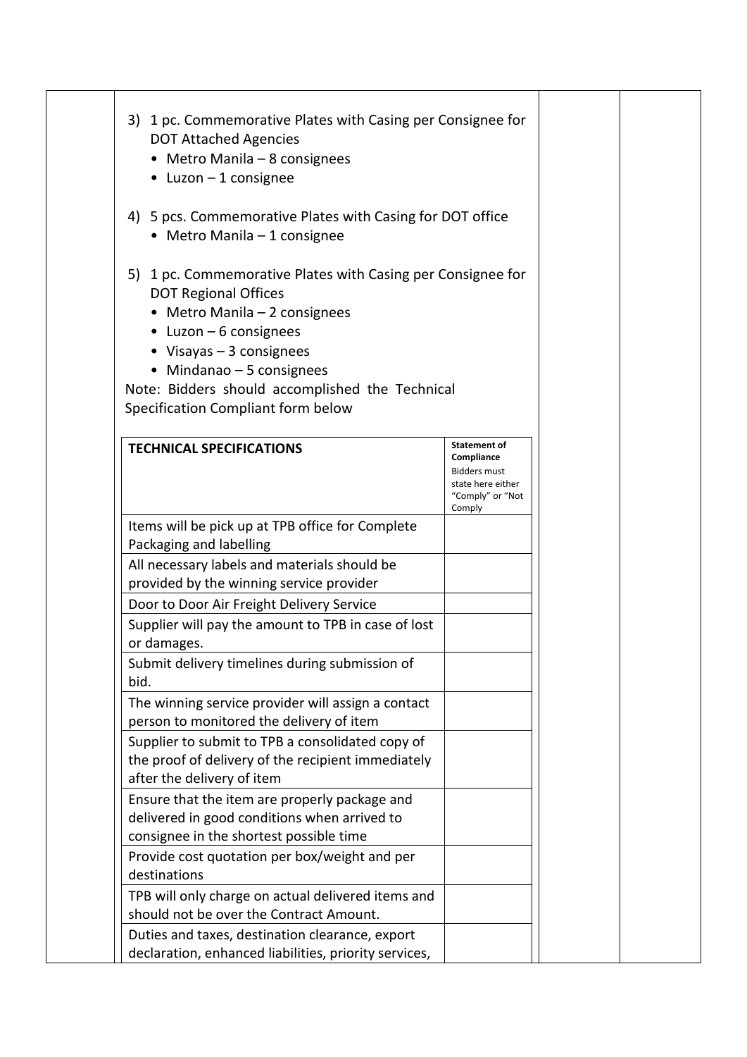3) 1 pc. Commemorative Plates with Casing per Consignee for DOT Attached Agencies
   - Metro Manila – 8 consignees
   - Luzon – 1 consignee

4) 5 pcs. Commemorative Plates with Casing for DOT office
   - Metro Manila – 1 consignee

5) 1 pc. Commemorative Plates with Casing per Consignee for DOT Regional Offices
   - Metro Manila – 2 consignees
   - Luzon – 6 consignees
   - Visayas – 3 consignees
   - Mindanao – 5 consignees

Note: Bidders should accomplished the Technical Specification Compliant form below

| TECHNICAL SPECIFICATIONS | **Statement of Compliance** Bidders must state here either "Comply" or "Not Comply |
|---|---|
| Items will be pick up at TPB office for Complete Packaging and labelling | |
| All necessary labels and materials should be provided by the winning service provider | |
| Door to Door Air Freight Delivery Service | |
| Supplier will pay the amount to TPB in case of lost or damages. | |
| Submit delivery timelines during submission of bid. | |
| The winning service provider will assign a contact person to monitored the delivery of item | |
| Supplier to submit to TPB a consolidated copy of the proof of delivery of the recipient immediately after the delivery of item | |
| Ensure that the item are properly package and delivered in good conditions when arrived to consignee in the shortest possible time | |
| Provide cost quotation per box/weight and per destinations | |
| TPB will only charge on actual delivered items and should not be over the Contract Amount. | |
| Duties and taxes, destination clearance, export declaration, enhanced liabilities, priority services, | |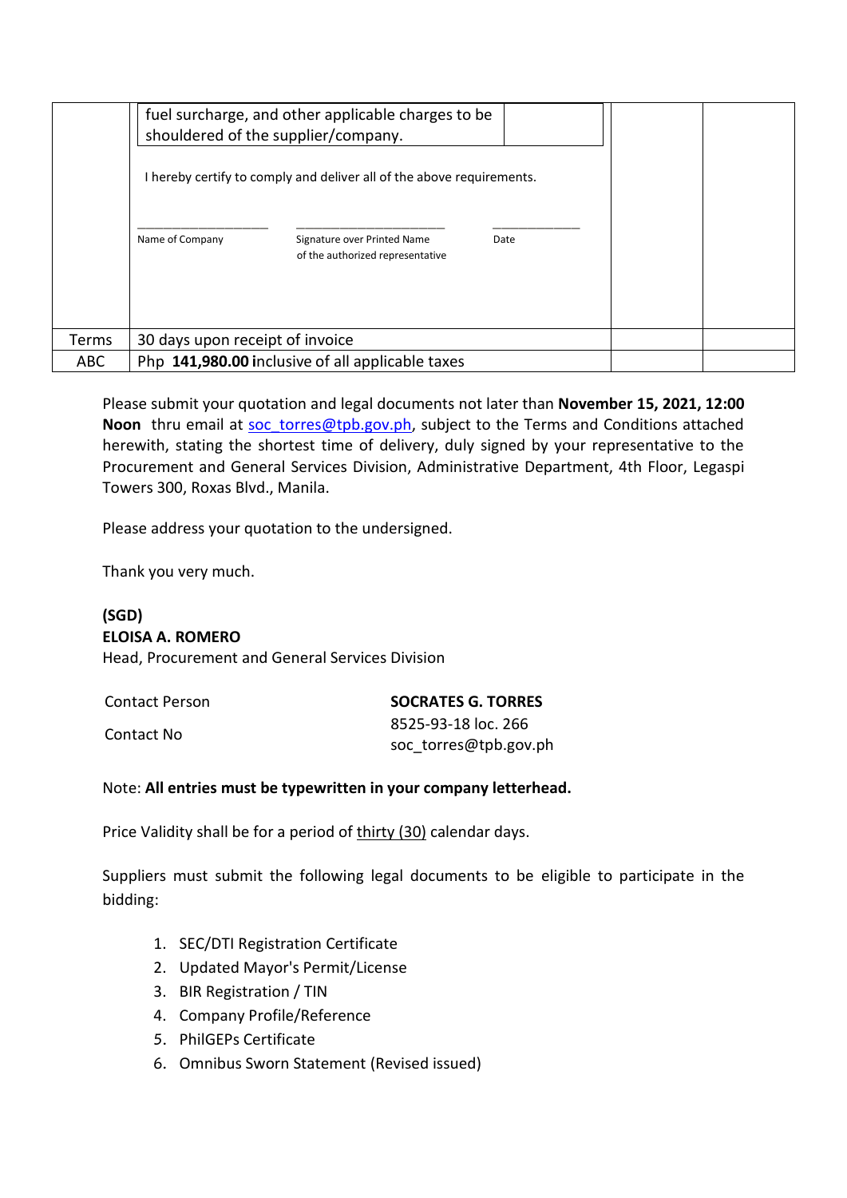| | | | |
|---|---|---|---|
| | fuel surcharge, and other applicable charges to be shouldered of the supplier/company.<br><br>I hereby certify to comply and deliver all of the above requirements.<br><br>\_\_\_\_\_\_\_\_\_\_\_\_\_\_\_\_\_ Name of Company<br>\_\_\_\_\_\_\_\_\_\_\_\_\_\_\_\_\_\_\_\_ Signature over Printed Name of the authorized representative<br>\_\_\_\_\_\_\_\_\_\_\_\_ Date | | |
| Terms | 30 days upon receipt of invoice | | |
| ABC | Php **141,980.00 i**nclusive of all applicable taxes | | |

Please submit your quotation and legal documents not later than **November 15, 2021, 12:00 Noon** thru email at soc_torres@tpb.gov.ph, subject to the Terms and Conditions attached herewith, stating the shortest time of delivery, duly signed by your representative to the Procurement and General Services Division, Administrative Department, 4th Floor, Legaspi Towers 300, Roxas Blvd., Manila.

Please address your quotation to the undersigned.

Thank you very much.

**(SGD)**
**ELOISA A. ROMERO**
Head, Procurement and General Services Division

| | |
|---|---|
| Contact Person | **SOCRATES G. TORRES** |
| Contact No | 8525-93-18 loc. 266<br>soc_torres@tpb.gov.ph |

Note: **All entries must be typewritten in your company letterhead.**

Price Validity shall be for a period of thirty (30) calendar days.

Suppliers must submit the following legal documents to be eligible to participate in the bidding:

1. SEC/DTI Registration Certificate
2. Updated Mayor's Permit/License
3. BIR Registration / TIN
4. Company Profile/Reference
5. PhilGEPs Certificate
6. Omnibus Sworn Statement (Revised issued)